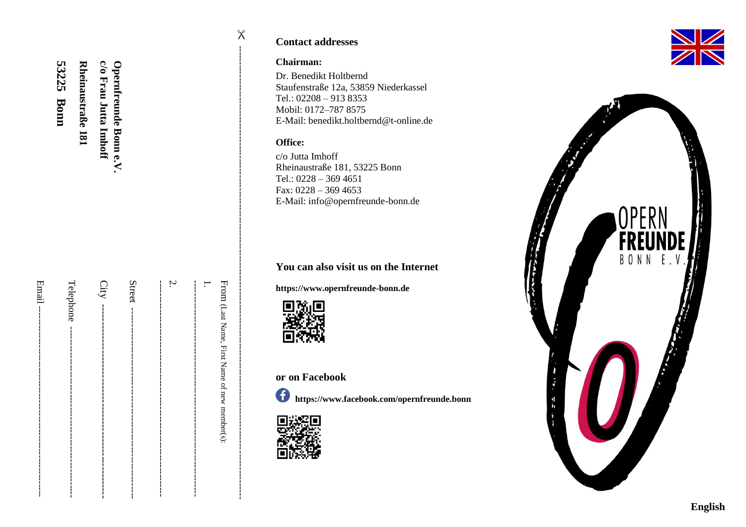Opernfreunde Bonn e.V.
c/o Frau Jutta Imhoff
Rheinaustraße 181
53225 Bonn

From (Last Name, First Name of new member(s):

1. ------------------------------------------------

2. ------------------------------------------------

Street ------------------------------------------------

City ------------------------------------------------

Telephone ------------------------------------------------

Email ------------------------------------------------

## Contact addresses

### Chairman:

Dr. Benedikt Holtbernd
Staufenstraße 12a, 53859 Niederkassel
Tel.: 02208 – 913 8353
Mobil: 0172–787 8575
E-Mail: benedikt.holtbernd@t-online.de

### Office:

c/o Jutta Imhoff
Rheinaustraße 181, 53225 Bonn
Tel.: 0228 – 369 4651
Fax: 0228 – 369 4653
E-Mail: info@opernfreunde-bonn.de

## You can also visit us on the Internet

**https://www.opernfreunde-bonn.de**

## or on Facebook

**https://www.facebook.com/opernfreunde.bonn**

OPERN
FREUNDE
BONN E.V.

**English**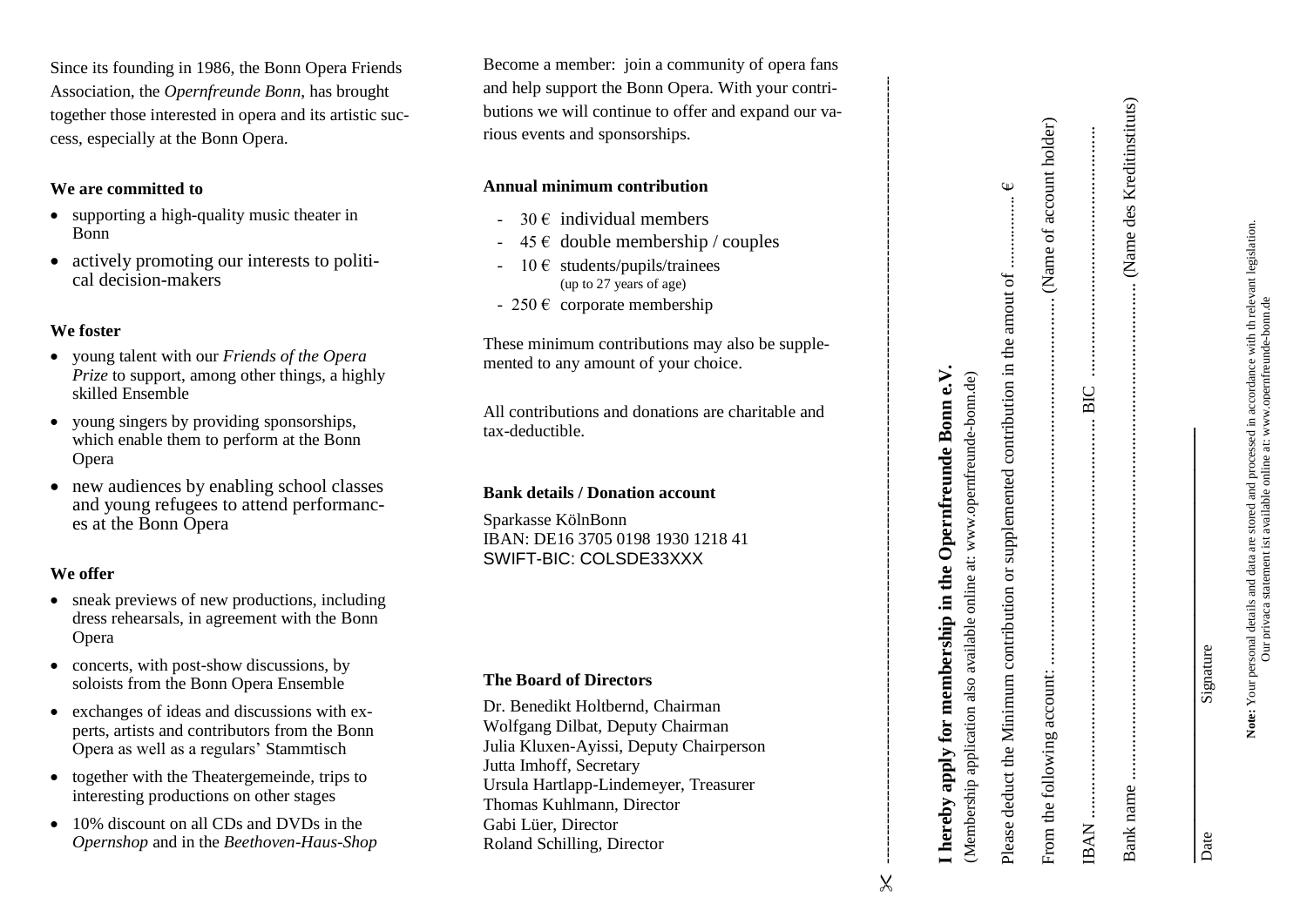Since its founding in 1986, the Bonn Opera Friends Association, the *Opernfreunde Bonn*, has brought together those interested in opera and its artistic success, especially at the Bonn Opera.

**We are committed to**

- supporting a high-quality music theater in Bonn
- actively promoting our interests to political decision-makers

**We foster**

- young talent with our *Friends of the Opera Prize* to support, among other things, a highly skilled Ensemble
- young singers by providing sponsorships, which enable them to perform at the Bonn Opera
- new audiences by enabling school classes and young refugees to attend performances at the Bonn Opera

**We offer**

- sneak previews of new productions, including dress rehearsals, in agreement with the Bonn Opera
- concerts, with post-show discussions, by soloists from the Bonn Opera Ensemble
- exchanges of ideas and discussions with experts, artists and contributors from the Bonn Opera as well as a regulars' Stammtisch
- together with the Theatergemeinde, trips to interesting productions on other stages
- 10% discount on all CDs and DVDs in the *Opernshop* and in the *Beethoven-Haus-Shop*

Become a member: join a community of opera fans and help support the Bonn Opera. With your contributions we will continue to offer and expand our various events and sponsorships.

**Annual minimum contribution**

- 30 € individual members
- 45 € double membership / couples
- 10 € students/pupils/trainees (up to 27 years of age)
- 250 € corporate membership

These minimum contributions may also be supplemented to any amount of your choice.

All contributions and donations are charitable and tax-deductible.

**Bank details / Donation account**

Sparkasse KölnBonn
IBAN: DE16 3705 0198 1930 1218 41
SWIFT-BIC: COLSDE33XXX

**The Board of Directors**

Dr. Benedikt Holtbernd, Chairman
Wolfgang Dilbat, Deputy Chairman
Julia Kluxen-Ayissi, Deputy Chairperson
Jutta Imhoff, Secretary
Ursula Hartlapp-Lindemeyer, Treasurer
Thomas Kuhlmann, Director
Gabi Lüer, Director
Roland Schilling, Director

✂ ------------------------------------------------------------

**I hereby apply for membership in the Opernfreunde Bonn e.V.**
(Membership application also available online at: www.opernfreunde-bonn.de)

Please deduct the Minimum contribution or supplemented contribution in the amout of ............... €

From the following account: .................................................. (Name of account holder)

IBAN .................................................. BIC ..................................................

Bank name .................................................. (Name des Kreditinstituts)

Date Signature

**Note:** Your personal details and data are stored and processed in accordance with th relevant legislation.
Our privaca statement ist available online at: www.opernfreunde-bonn.de